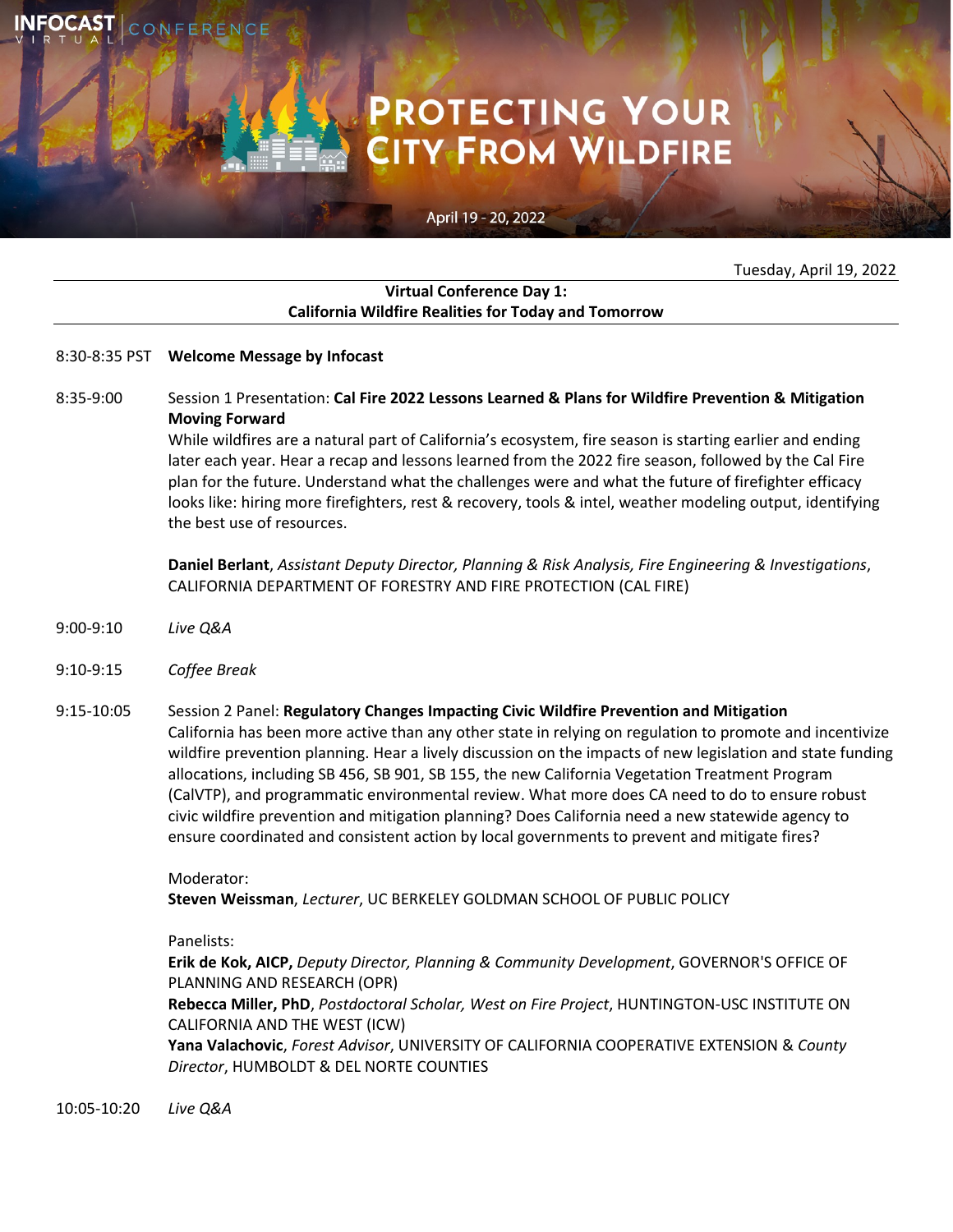INFOCAST VIRTUAL | CONFERENCE

# Protecting Your City From Wildfire

April 19 - 20, 2022

Tuesday, April 19, 2022

## Virtual Conference Day 1: California Wildfire Realities for Today and Tomorrow

8:30-8:35 PST **Welcome Message by Infocast**

8:35-9:00 Session 1 Presentation: **Cal Fire 2022 Lessons Learned & Plans for Wildfire Prevention & Mitigation Moving Forward**

While wildfires are a natural part of California's ecosystem, fire season is starting earlier and ending later each year. Hear a recap and lessons learned from the 2022 fire season, followed by the Cal Fire plan for the future. Understand what the challenges were and what the future of firefighter efficacy looks like: hiring more firefighters, rest & recovery, tools & intel, weather modeling output, identifying the best use of resources.

**Daniel Berlant**, *Assistant Deputy Director, Planning & Risk Analysis, Fire Engineering & Investigations*, CALIFORNIA DEPARTMENT OF FORESTRY AND FIRE PROTECTION (CAL FIRE)

9:00-9:10 *Live Q&A*

9:10-9:15 *Coffee Break*

9:15-10:05 Session 2 Panel: **Regulatory Changes Impacting Civic Wildfire Prevention and Mitigation**

California has been more active than any other state in relying on regulation to promote and incentivize wildfire prevention planning. Hear a lively discussion on the impacts of new legislation and state funding allocations, including SB 456, SB 901, SB 155, the new California Vegetation Treatment Program (CalVTP), and programmatic environmental review. What more does CA need to do to ensure robust civic wildfire prevention and mitigation planning? Does California need a new statewide agency to ensure coordinated and consistent action by local governments to prevent and mitigate fires?

Moderator:
**Steven Weissman**, *Lecturer*, UC BERKELEY GOLDMAN SCHOOL OF PUBLIC POLICY

Panelists:
**Erik de Kok, AICP,** *Deputy Director, Planning & Community Development*, GOVERNOR'S OFFICE OF PLANNING AND RESEARCH (OPR)
**Rebecca Miller, PhD**, *Postdoctoral Scholar, West on Fire Project*, HUNTINGTON-USC INSTITUTE ON CALIFORNIA AND THE WEST (ICW)
**Yana Valachovic**, *Forest Advisor*, UNIVERSITY OF CALIFORNIA COOPERATIVE EXTENSION & *County Director*, HUMBOLDT & DEL NORTE COUNTIES

10:05-10:20 *Live Q&A*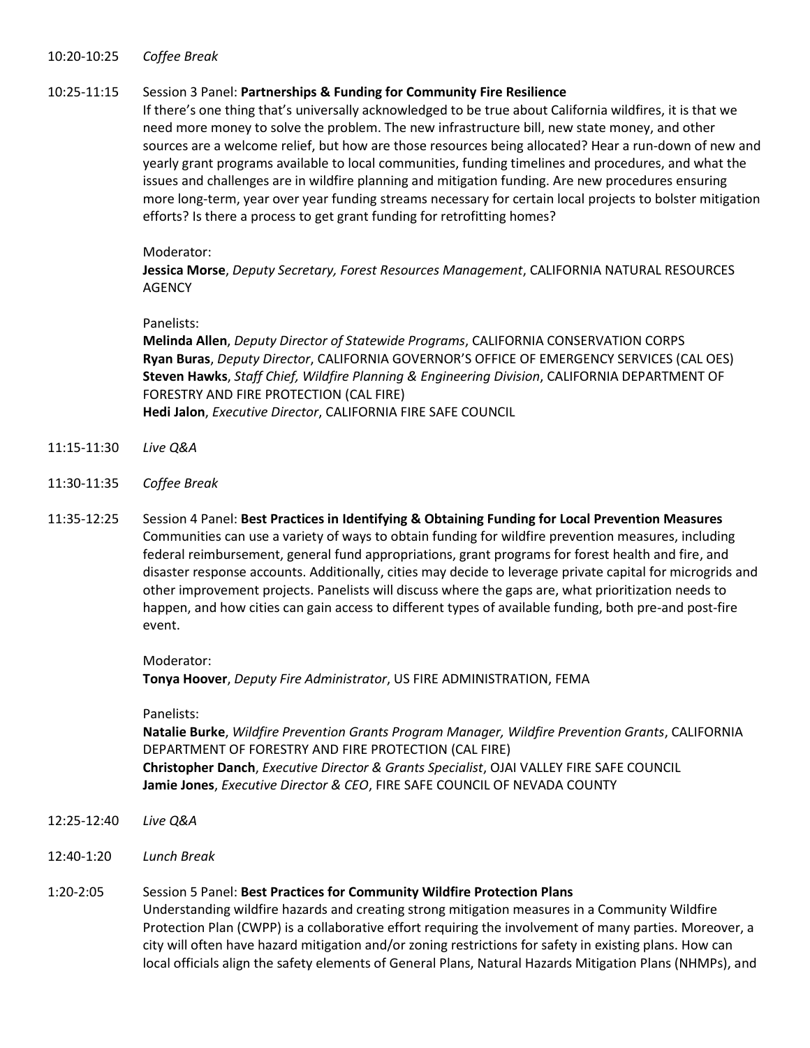10:20-10:25 *Coffee Break*

10:25-11:15 Session 3 Panel: **Partnerships & Funding for Community Fire Resilience**

If there's one thing that's universally acknowledged to be true about California wildfires, it is that we need more money to solve the problem. The new infrastructure bill, new state money, and other sources are a welcome relief, but how are those resources being allocated? Hear a run-down of new and yearly grant programs available to local communities, funding timelines and procedures, and what the issues and challenges are in wildfire planning and mitigation funding. Are new procedures ensuring more long-term, year over year funding streams necessary for certain local projects to bolster mitigation efforts? Is there a process to get grant funding for retrofitting homes?

Moderator:
**Jessica Morse**, *Deputy Secretary, Forest Resources Management*, CALIFORNIA NATURAL RESOURCES AGENCY

Panelists:
**Melinda Allen**, *Deputy Director of Statewide Programs*, CALIFORNIA CONSERVATION CORPS
**Ryan Buras**, *Deputy Director*, CALIFORNIA GOVERNOR'S OFFICE OF EMERGENCY SERVICES (CAL OES)
**Steven Hawks**, *Staff Chief, Wildfire Planning & Engineering Division*, CALIFORNIA DEPARTMENT OF FORESTRY AND FIRE PROTECTION (CAL FIRE)
**Hedi Jalon**, *Executive Director*, CALIFORNIA FIRE SAFE COUNCIL

11:15-11:30 *Live Q&A*

11:30-11:35 *Coffee Break*

11:35-12:25 Session 4 Panel: **Best Practices in Identifying & Obtaining Funding for Local Prevention Measures**

Communities can use a variety of ways to obtain funding for wildfire prevention measures, including federal reimbursement, general fund appropriations, grant programs for forest health and fire, and disaster response accounts. Additionally, cities may decide to leverage private capital for microgrids and other improvement projects. Panelists will discuss where the gaps are, what prioritization needs to happen, and how cities can gain access to different types of available funding, both pre-and post-fire event.

Moderator:
**Tonya Hoover**, *Deputy Fire Administrator*, US FIRE ADMINISTRATION, FEMA

Panelists:
**Natalie Burke**, *Wildfire Prevention Grants Program Manager, Wildfire Prevention Grants*, CALIFORNIA DEPARTMENT OF FORESTRY AND FIRE PROTECTION (CAL FIRE)
**Christopher Danch**, *Executive Director & Grants Specialist*, OJAI VALLEY FIRE SAFE COUNCIL
**Jamie Jones**, *Executive Director & CEO*, FIRE SAFE COUNCIL OF NEVADA COUNTY

12:25-12:40 *Live Q&A*

12:40-1:20 *Lunch Break*

1:20-2:05 Session 5 Panel: **Best Practices for Community Wildfire Protection Plans**

Understanding wildfire hazards and creating strong mitigation measures in a Community Wildfire Protection Plan (CWPP) is a collaborative effort requiring the involvement of many parties. Moreover, a city will often have hazard mitigation and/or zoning restrictions for safety in existing plans. How can local officials align the safety elements of General Plans, Natural Hazards Mitigation Plans (NHMPs), and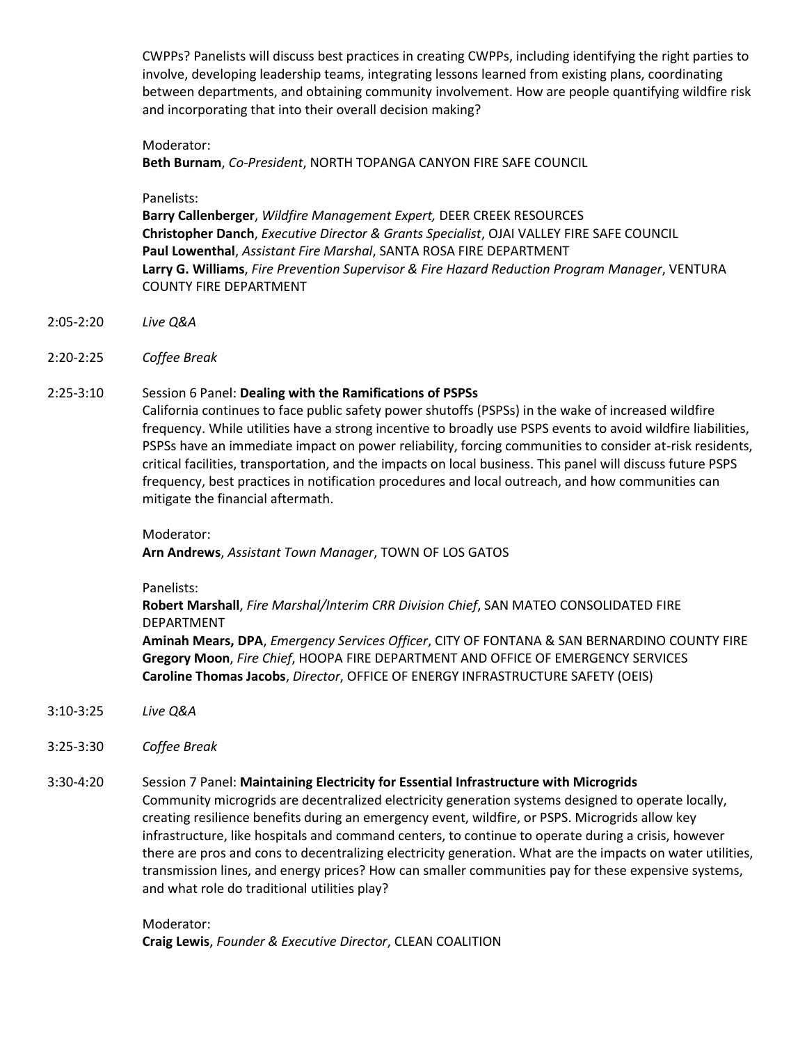CWPPs? Panelists will discuss best practices in creating CWPPs, including identifying the right parties to involve, developing leadership teams, integrating lessons learned from existing plans, coordinating between departments, and obtaining community involvement. How are people quantifying wildfire risk and incorporating that into their overall decision making?

Moderator:
**Beth Burnam**, *Co-President*, NORTH TOPANGA CANYON FIRE SAFE COUNCIL

Panelists:
**Barry Callenberger**, *Wildfire Management Expert,* DEER CREEK RESOURCES
**Christopher Danch**, *Executive Director & Grants Specialist*, OJAI VALLEY FIRE SAFE COUNCIL
**Paul Lowenthal**, *Assistant Fire Marshal*, SANTA ROSA FIRE DEPARTMENT
**Larry G. Williams**, *Fire Prevention Supervisor & Fire Hazard Reduction Program Manager*, VENTURA COUNTY FIRE DEPARTMENT

2:05-2:20 *Live Q&A*

2:20-2:25 *Coffee Break*

2:25-3:10 Session 6 Panel: **Dealing with the Ramifications of PSPSs**

California continues to face public safety power shutoffs (PSPSs) in the wake of increased wildfire frequency. While utilities have a strong incentive to broadly use PSPS events to avoid wildfire liabilities, PSPSs have an immediate impact on power reliability, forcing communities to consider at-risk residents, critical facilities, transportation, and the impacts on local business. This panel will discuss future PSPS frequency, best practices in notification procedures and local outreach, and how communities can mitigate the financial aftermath.

Moderator:
**Arn Andrews**, *Assistant Town Manager*, TOWN OF LOS GATOS

Panelists:
**Robert Marshall**, *Fire Marshal/Interim CRR Division Chief*, SAN MATEO CONSOLIDATED FIRE DEPARTMENT
**Aminah Mears, DPA**, *Emergency Services Officer*, CITY OF FONTANA & SAN BERNARDINO COUNTY FIRE
**Gregory Moon**, *Fire Chief*, HOOPA FIRE DEPARTMENT AND OFFICE OF EMERGENCY SERVICES
**Caroline Thomas Jacobs**, *Director*, OFFICE OF ENERGY INFRASTRUCTURE SAFETY (OEIS)

3:10-3:25 *Live Q&A*

3:25-3:30 *Coffee Break*

3:30-4:20 Session 7 Panel: **Maintaining Electricity for Essential Infrastructure with Microgrids**

Community microgrids are decentralized electricity generation systems designed to operate locally, creating resilience benefits during an emergency event, wildfire, or PSPS. Microgrids allow key infrastructure, like hospitals and command centers, to continue to operate during a crisis, however there are pros and cons to decentralizing electricity generation. What are the impacts on water utilities, transmission lines, and energy prices? How can smaller communities pay for these expensive systems, and what role do traditional utilities play?

Moderator:
**Craig Lewis**, *Founder & Executive Director*, CLEAN COALITION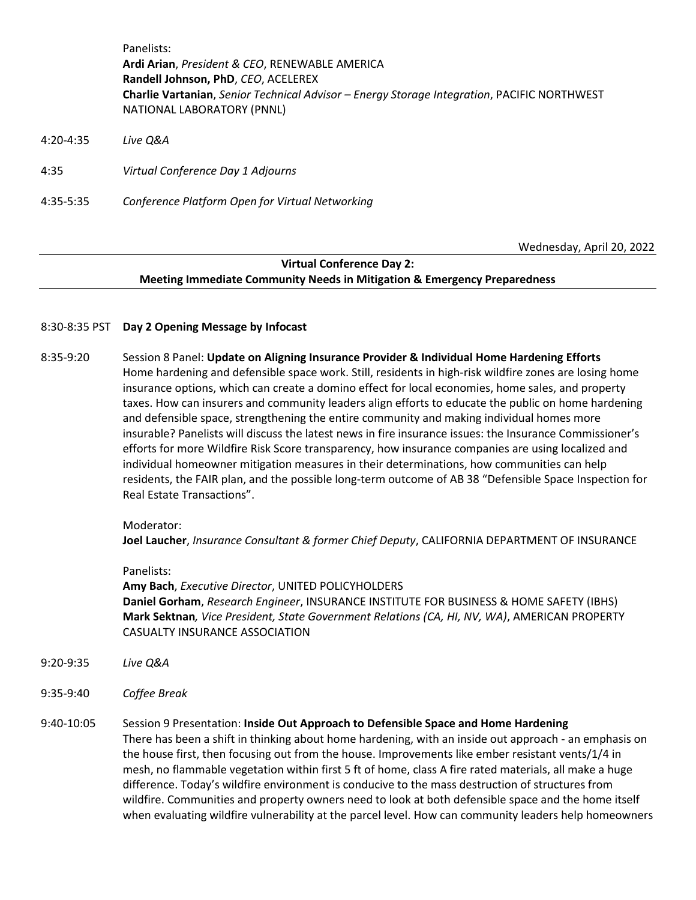Panelists:
**Ardi Arian**, *President & CEO*, RENEWABLE AMERICA
**Randell Johnson, PhD**, *CEO*, ACELEREX
**Charlie Vartanian**, *Senior Technical Advisor – Energy Storage Integration*, PACIFIC NORTHWEST NATIONAL LABORATORY (PNNL)

4:20-4:35 *Live Q&A*

4:35 *Virtual Conference Day 1 Adjourns*

4:35-5:35 *Conference Platform Open for Virtual Networking*

Wednesday, April 20, 2022

## Virtual Conference Day 2: Meeting Immediate Community Needs in Mitigation & Emergency Preparedness

8:30-8:35 PST **Day 2 Opening Message by Infocast**

8:35-9:20 Session 8 Panel: **Update on Aligning Insurance Provider & Individual Home Hardening Efforts**
Home hardening and defensible space work. Still, residents in high-risk wildfire zones are losing home insurance options, which can create a domino effect for local economies, home sales, and property taxes. How can insurers and community leaders align efforts to educate the public on home hardening and defensible space, strengthening the entire community and making individual homes more insurable? Panelists will discuss the latest news in fire insurance issues: the Insurance Commissioner's efforts for more Wildfire Risk Score transparency, how insurance companies are using localized and individual homeowner mitigation measures in their determinations, how communities can help residents, the FAIR plan, and the possible long-term outcome of AB 38 "Defensible Space Inspection for Real Estate Transactions".

Moderator:
**Joel Laucher**, *Insurance Consultant & former Chief Deputy*, CALIFORNIA DEPARTMENT OF INSURANCE

Panelists:
**Amy Bach**, *Executive Director*, UNITED POLICYHOLDERS
**Daniel Gorham**, *Research Engineer*, INSURANCE INSTITUTE FOR BUSINESS & HOME SAFETY (IBHS)
**Mark Sektnan***, Vice President, State Government Relations (CA, HI, NV, WA)*, AMERICAN PROPERTY CASUALTY INSURANCE ASSOCIATION

9:20-9:35 *Live Q&A*

9:35-9:40 *Coffee Break*

9:40-10:05 Session 9 Presentation: **Inside Out Approach to Defensible Space and Home Hardening**
There has been a shift in thinking about home hardening, with an inside out approach - an emphasis on the house first, then focusing out from the house. Improvements like ember resistant vents/1/4 in mesh, no flammable vegetation within first 5 ft of home, class A fire rated materials, all make a huge difference. Today's wildfire environment is conducive to the mass destruction of structures from wildfire. Communities and property owners need to look at both defensible space and the home itself when evaluating wildfire vulnerability at the parcel level. How can community leaders help homeowners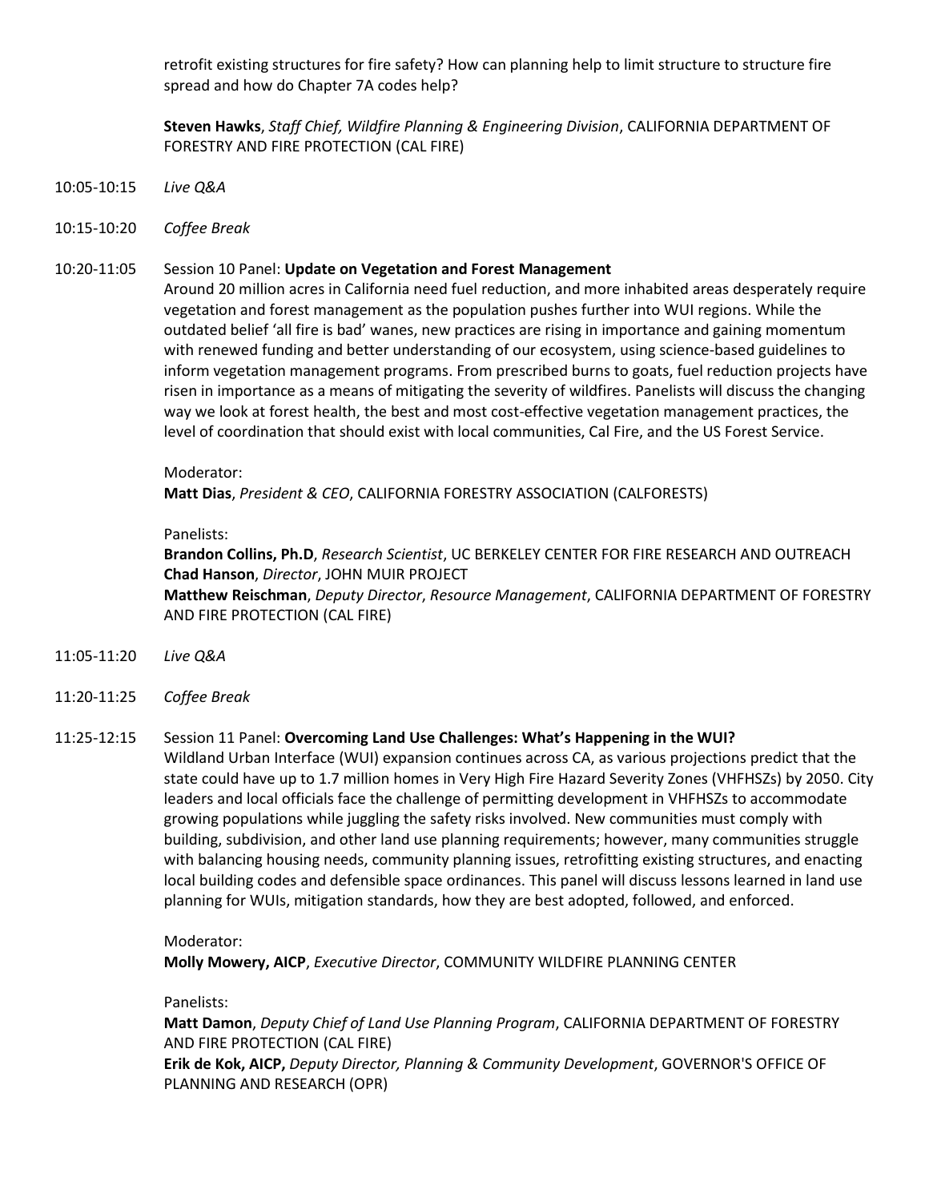retrofit existing structures for fire safety? How can planning help to limit structure to structure fire spread and how do Chapter 7A codes help?

**Steven Hawks**, *Staff Chief, Wildfire Planning & Engineering Division*, CALIFORNIA DEPARTMENT OF FORESTRY AND FIRE PROTECTION (CAL FIRE)

10:05-10:15 *Live Q&A*

10:15-10:20 *Coffee Break*

10:20-11:05 Session 10 Panel: **Update on Vegetation and Forest Management**

Around 20 million acres in California need fuel reduction, and more inhabited areas desperately require vegetation and forest management as the population pushes further into WUI regions. While the outdated belief 'all fire is bad' wanes, new practices are rising in importance and gaining momentum with renewed funding and better understanding of our ecosystem, using science-based guidelines to inform vegetation management programs. From prescribed burns to goats, fuel reduction projects have risen in importance as a means of mitigating the severity of wildfires. Panelists will discuss the changing way we look at forest health, the best and most cost-effective vegetation management practices, the level of coordination that should exist with local communities, Cal Fire, and the US Forest Service.

Moderator:
**Matt Dias**, *President & CEO*, CALIFORNIA FORESTRY ASSOCIATION (CALFORESTS)

Panelists:
**Brandon Collins, Ph.D**, *Research Scientist*, UC BERKELEY CENTER FOR FIRE RESEARCH AND OUTREACH
**Chad Hanson**, *Director*, JOHN MUIR PROJECT
**Matthew Reischman**, *Deputy Director*, *Resource Management*, CALIFORNIA DEPARTMENT OF FORESTRY AND FIRE PROTECTION (CAL FIRE)

11:05-11:20 *Live Q&A*

11:20-11:25 *Coffee Break*

11:25-12:15 Session 11 Panel: **Overcoming Land Use Challenges: What's Happening in the WUI?**

Wildland Urban Interface (WUI) expansion continues across CA, as various projections predict that the state could have up to 1.7 million homes in Very High Fire Hazard Severity Zones (VHFHSZs) by 2050. City leaders and local officials face the challenge of permitting development in VHFHSZs to accommodate growing populations while juggling the safety risks involved. New communities must comply with building, subdivision, and other land use planning requirements; however, many communities struggle with balancing housing needs, community planning issues, retrofitting existing structures, and enacting local building codes and defensible space ordinances. This panel will discuss lessons learned in land use planning for WUIs, mitigation standards, how they are best adopted, followed, and enforced.

Moderator:
**Molly Mowery, AICP**, *Executive Director*, COMMUNITY WILDFIRE PLANNING CENTER

Panelists:
**Matt Damon**, *Deputy Chief of Land Use Planning Program*, CALIFORNIA DEPARTMENT OF FORESTRY AND FIRE PROTECTION (CAL FIRE)
**Erik de Kok, AICP,** *Deputy Director, Planning & Community Development*, GOVERNOR'S OFFICE OF PLANNING AND RESEARCH (OPR)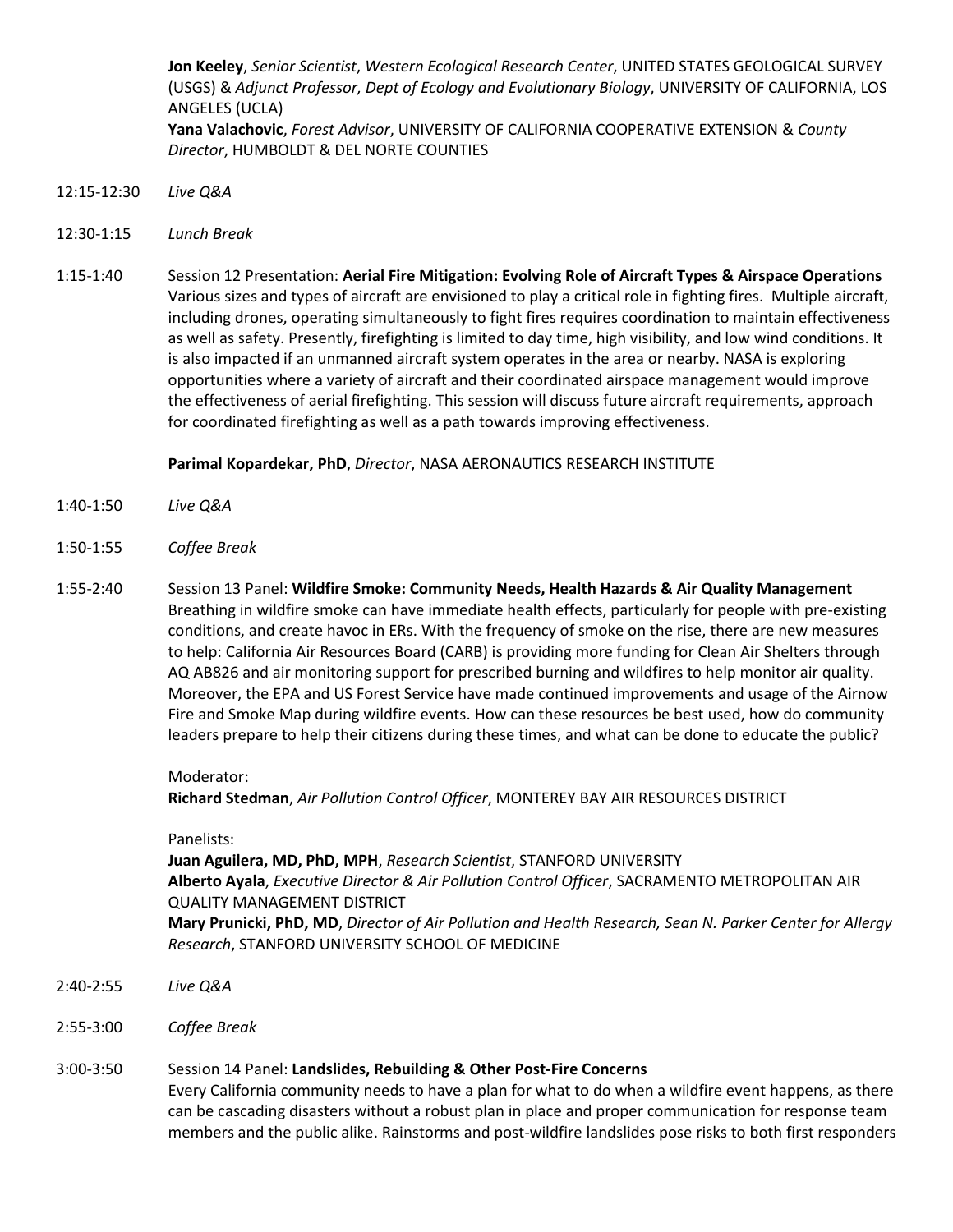**Jon Keeley**, *Senior Scientist*, *Western Ecological Research Center*, UNITED STATES GEOLOGICAL SURVEY (USGS) & *Adjunct Professor, Dept of Ecology and Evolutionary Biology*, UNIVERSITY OF CALIFORNIA, LOS ANGELES (UCLA)
**Yana Valachovic**, *Forest Advisor*, UNIVERSITY OF CALIFORNIA COOPERATIVE EXTENSION & *County Director*, HUMBOLDT & DEL NORTE COUNTIES

12:15-12:30 *Live Q&A*

12:30-1:15 *Lunch Break*

1:15-1:40 Session 12 Presentation: **Aerial Fire Mitigation: Evolving Role of Aircraft Types & Airspace Operations**
Various sizes and types of aircraft are envisioned to play a critical role in fighting fires. Multiple aircraft, including drones, operating simultaneously to fight fires requires coordination to maintain effectiveness as well as safety. Presently, firefighting is limited to day time, high visibility, and low wind conditions. It is also impacted if an unmanned aircraft system operates in the area or nearby. NASA is exploring opportunities where a variety of aircraft and their coordinated airspace management would improve the effectiveness of aerial firefighting. This session will discuss future aircraft requirements, approach for coordinated firefighting as well as a path towards improving effectiveness.

**Parimal Kopardekar, PhD**, *Director*, NASA AERONAUTICS RESEARCH INSTITUTE

1:40-1:50 *Live Q&A*

1:50-1:55 *Coffee Break*

1:55-2:40 Session 13 Panel: **Wildfire Smoke: Community Needs, Health Hazards & Air Quality Management**
Breathing in wildfire smoke can have immediate health effects, particularly for people with pre-existing conditions, and create havoc in ERs. With the frequency of smoke on the rise, there are new measures to help: California Air Resources Board (CARB) is providing more funding for Clean Air Shelters through AQ AB826 and air monitoring support for prescribed burning and wildfires to help monitor air quality. Moreover, the EPA and US Forest Service have made continued improvements and usage of the Airnow Fire and Smoke Map during wildfire events. How can these resources be best used, how do community leaders prepare to help their citizens during these times, and what can be done to educate the public?

Moderator:
**Richard Stedman**, *Air Pollution Control Officer*, MONTEREY BAY AIR RESOURCES DISTRICT

Panelists:
**Juan Aguilera, MD, PhD, MPH**, *Research Scientist*, STANFORD UNIVERSITY
**Alberto Ayala**, *Executive Director & Air Pollution Control Officer*, SACRAMENTO METROPOLITAN AIR QUALITY MANAGEMENT DISTRICT
**Mary Prunicki, PhD, MD**, *Director of Air Pollution and Health Research, Sean N. Parker Center for Allergy Research*, STANFORD UNIVERSITY SCHOOL OF MEDICINE

2:40-2:55 *Live Q&A*

2:55-3:00 *Coffee Break*

3:00-3:50 Session 14 Panel: **Landslides, Rebuilding & Other Post-Fire Concerns**
Every California community needs to have a plan for what to do when a wildfire event happens, as there can be cascading disasters without a robust plan in place and proper communication for response team members and the public alike. Rainstorms and post-wildfire landslides pose risks to both first responders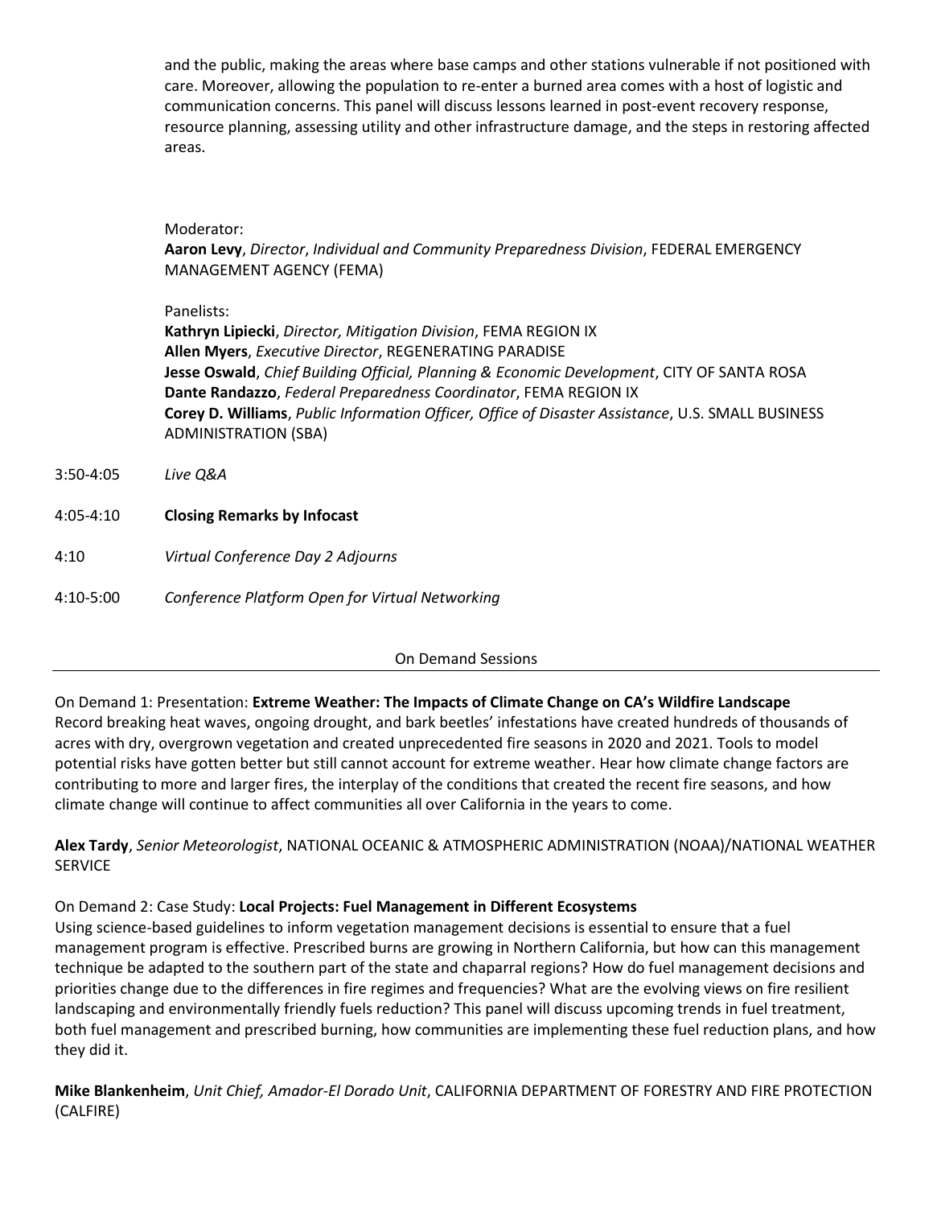and the public, making the areas where base camps and other stations vulnerable if not positioned with care. Moreover, allowing the population to re-enter a burned area comes with a host of logistic and communication concerns. This panel will discuss lessons learned in post-event recovery response, resource planning, assessing utility and other infrastructure damage, and the steps in restoring affected areas.

Moderator:
**Aaron Levy**, *Director*, *Individual and Community Preparedness Division*, FEDERAL EMERGENCY MANAGEMENT AGENCY (FEMA)

Panelists:
**Kathryn Lipiecki**, *Director, Mitigation Division*, FEMA REGION IX
**Allen Myers**, *Executive Director*, REGENERATING PARADISE
**Jesse Oswald**, *Chief Building Official, Planning & Economic Development*, CITY OF SANTA ROSA
**Dante Randazzo**, *Federal Preparedness Coordinator*, FEMA REGION IX
**Corey D. Williams**, *Public Information Officer, Office of Disaster Assistance*, U.S. SMALL BUSINESS ADMINISTRATION (SBA)

3:50-4:05 *Live Q&A*

4:05-4:10 **Closing Remarks by Infocast**

4:10 *Virtual Conference Day 2 Adjourns*

4:10-5:00 *Conference Platform Open for Virtual Networking*

On Demand Sessions

---

On Demand 1: Presentation: **Extreme Weather: The Impacts of Climate Change on CA's Wildfire Landscape**
Record breaking heat waves, ongoing drought, and bark beetles' infestations have created hundreds of thousands of acres with dry, overgrown vegetation and created unprecedented fire seasons in 2020 and 2021. Tools to model potential risks have gotten better but still cannot account for extreme weather. Hear how climate change factors are contributing to more and larger fires, the interplay of the conditions that created the recent fire seasons, and how climate change will continue to affect communities all over California in the years to come.

**Alex Tardy**, *Senior Meteorologist*, NATIONAL OCEANIC & ATMOSPHERIC ADMINISTRATION (NOAA)/NATIONAL WEATHER SERVICE

On Demand 2: Case Study: **Local Projects: Fuel Management in Different Ecosystems**
Using science-based guidelines to inform vegetation management decisions is essential to ensure that a fuel management program is effective. Prescribed burns are growing in Northern California, but how can this management technique be adapted to the southern part of the state and chaparral regions? How do fuel management decisions and priorities change due to the differences in fire regimes and frequencies? What are the evolving views on fire resilient landscaping and environmentally friendly fuels reduction? This panel will discuss upcoming trends in fuel treatment, both fuel management and prescribed burning, how communities are implementing these fuel reduction plans, and how they did it.

**Mike Blankenheim**, *Unit Chief, Amador-El Dorado Unit*, CALIFORNIA DEPARTMENT OF FORESTRY AND FIRE PROTECTION (CALFIRE)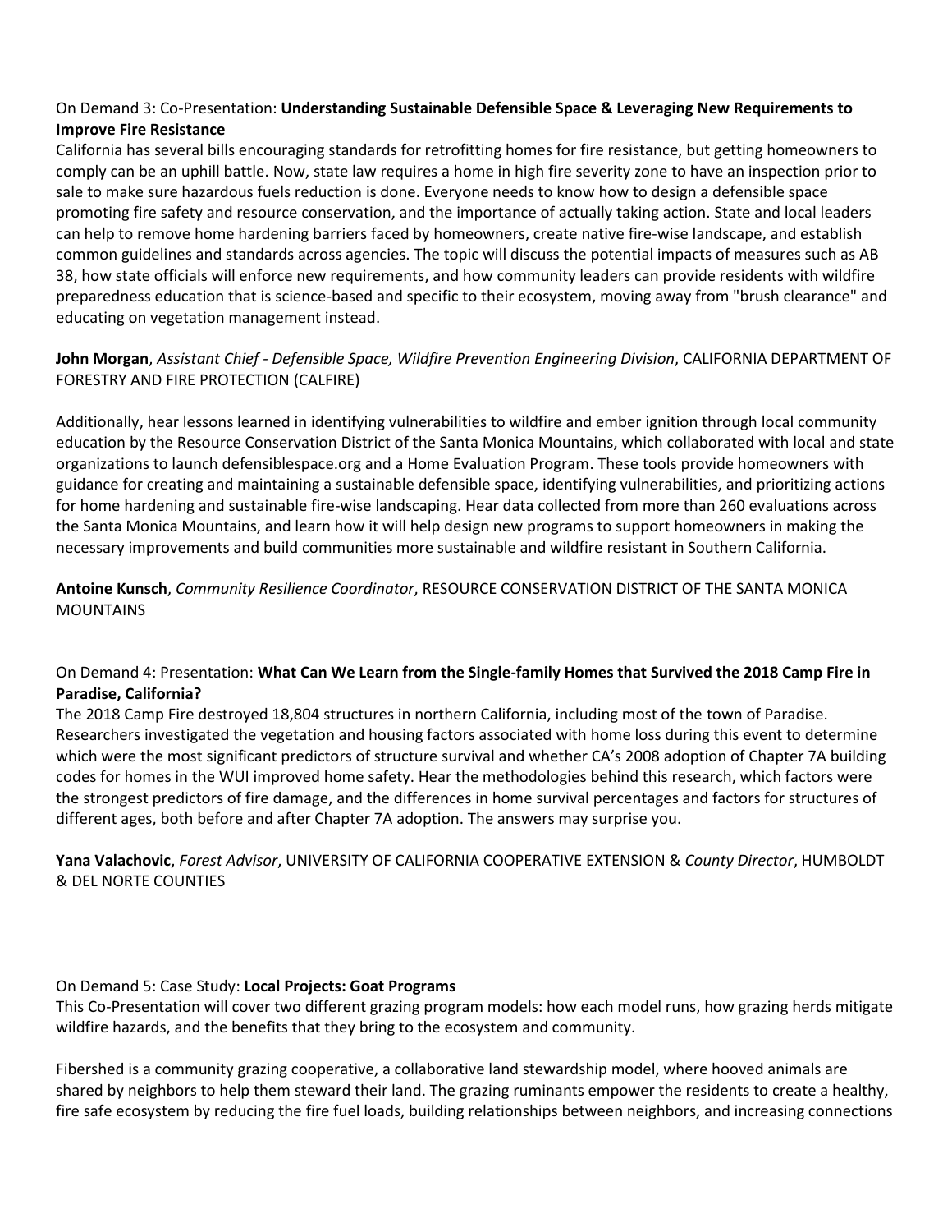On Demand 3: Co-Presentation: **Understanding Sustainable Defensible Space & Leveraging New Requirements to Improve Fire Resistance**

California has several bills encouraging standards for retrofitting homes for fire resistance, but getting homeowners to comply can be an uphill battle. Now, state law requires a home in high fire severity zone to have an inspection prior to sale to make sure hazardous fuels reduction is done. Everyone needs to know how to design a defensible space promoting fire safety and resource conservation, and the importance of actually taking action. State and local leaders can help to remove home hardening barriers faced by homeowners, create native fire-wise landscape, and establish common guidelines and standards across agencies. The topic will discuss the potential impacts of measures such as AB 38, how state officials will enforce new requirements, and how community leaders can provide residents with wildfire preparedness education that is science-based and specific to their ecosystem, moving away from "brush clearance" and educating on vegetation management instead.

**John Morgan**, *Assistant Chief - Defensible Space, Wildfire Prevention Engineering Division*, CALIFORNIA DEPARTMENT OF FORESTRY AND FIRE PROTECTION (CALFIRE)

Additionally, hear lessons learned in identifying vulnerabilities to wildfire and ember ignition through local community education by the Resource Conservation District of the Santa Monica Mountains, which collaborated with local and state organizations to launch defensiblespace.org and a Home Evaluation Program. These tools provide homeowners with guidance for creating and maintaining a sustainable defensible space, identifying vulnerabilities, and prioritizing actions for home hardening and sustainable fire-wise landscaping. Hear data collected from more than 260 evaluations across the Santa Monica Mountains, and learn how it will help design new programs to support homeowners in making the necessary improvements and build communities more sustainable and wildfire resistant in Southern California.

**Antoine Kunsch**, *Community Resilience Coordinator*, RESOURCE CONSERVATION DISTRICT OF THE SANTA MONICA MOUNTAINS

On Demand 4: Presentation: **What Can We Learn from the Single-family Homes that Survived the 2018 Camp Fire in Paradise, California?**

The 2018 Camp Fire destroyed 18,804 structures in northern California, including most of the town of Paradise. Researchers investigated the vegetation and housing factors associated with home loss during this event to determine which were the most significant predictors of structure survival and whether CA's 2008 adoption of Chapter 7A building codes for homes in the WUI improved home safety. Hear the methodologies behind this research, which factors were the strongest predictors of fire damage, and the differences in home survival percentages and factors for structures of different ages, both before and after Chapter 7A adoption. The answers may surprise you.

**Yana Valachovic**, *Forest Advisor*, UNIVERSITY OF CALIFORNIA COOPERATIVE EXTENSION & *County Director*, HUMBOLDT & DEL NORTE COUNTIES

On Demand 5: Case Study: **Local Projects: Goat Programs**

This Co-Presentation will cover two different grazing program models: how each model runs, how grazing herds mitigate wildfire hazards, and the benefits that they bring to the ecosystem and community.

Fibershed is a community grazing cooperative, a collaborative land stewardship model, where hooved animals are shared by neighbors to help them steward their land. The grazing ruminants empower the residents to create a healthy, fire safe ecosystem by reducing the fire fuel loads, building relationships between neighbors, and increasing connections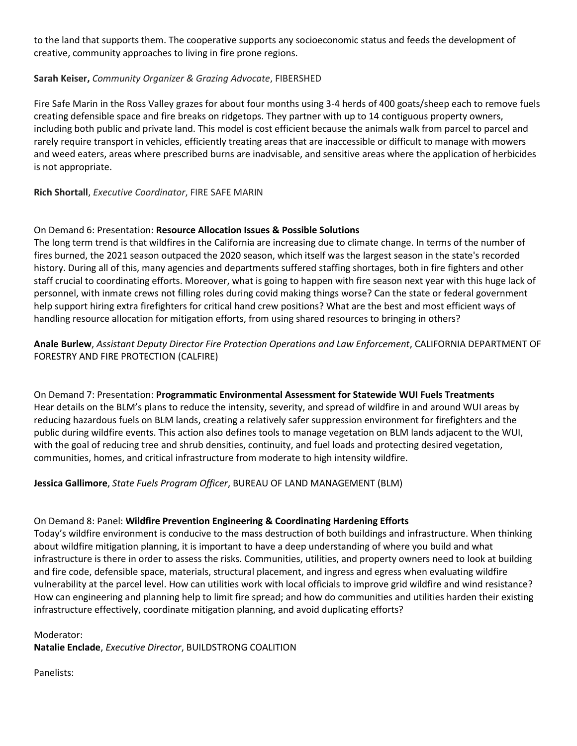to the land that supports them. The cooperative supports any socioeconomic status and feeds the development of creative, community approaches to living in fire prone regions.

**Sarah Keiser,** *Community Organizer & Grazing Advocate*, FIBERSHED

Fire Safe Marin in the Ross Valley grazes for about four months using 3-4 herds of 400 goats/sheep each to remove fuels creating defensible space and fire breaks on ridgetops. They partner with up to 14 contiguous property owners, including both public and private land. This model is cost efficient because the animals walk from parcel to parcel and rarely require transport in vehicles, efficiently treating areas that are inaccessible or difficult to manage with mowers and weed eaters, areas where prescribed burns are inadvisable, and sensitive areas where the application of herbicides is not appropriate.

**Rich Shortall**, *Executive Coordinator*, FIRE SAFE MARIN

On Demand 6: Presentation: **Resource Allocation Issues & Possible Solutions**
The long term trend is that wildfires in the California are increasing due to climate change. In terms of the number of fires burned, the 2021 season outpaced the 2020 season, which itself was the largest season in the state's recorded history. During all of this, many agencies and departments suffered staffing shortages, both in fire fighters and other staff crucial to coordinating efforts. Moreover, what is going to happen with fire season next year with this huge lack of personnel, with inmate crews not filling roles during covid making things worse? Can the state or federal government help support hiring extra firefighters for critical hand crew positions? What are the best and most efficient ways of handling resource allocation for mitigation efforts, from using shared resources to bringing in others?

**Anale Burlew**, *Assistant Deputy Director Fire Protection Operations and Law Enforcement*, CALIFORNIA DEPARTMENT OF FORESTRY AND FIRE PROTECTION (CALFIRE)

On Demand 7: Presentation: **Programmatic Environmental Assessment for Statewide WUI Fuels Treatments**
Hear details on the BLM's plans to reduce the intensity, severity, and spread of wildfire in and around WUI areas by reducing hazardous fuels on BLM lands, creating a relatively safer suppression environment for firefighters and the public during wildfire events. This action also defines tools to manage vegetation on BLM lands adjacent to the WUI, with the goal of reducing tree and shrub densities, continuity, and fuel loads and protecting desired vegetation, communities, homes, and critical infrastructure from moderate to high intensity wildfire.

**Jessica Gallimore**, *State Fuels Program Officer*, BUREAU OF LAND MANAGEMENT (BLM)

On Demand 8: Panel: **Wildfire Prevention Engineering & Coordinating Hardening Efforts**
Today's wildfire environment is conducive to the mass destruction of both buildings and infrastructure. When thinking about wildfire mitigation planning, it is important to have a deep understanding of where you build and what infrastructure is there in order to assess the risks. Communities, utilities, and property owners need to look at building and fire code, defensible space, materials, structural placement, and ingress and egress when evaluating wildfire vulnerability at the parcel level. How can utilities work with local officials to improve grid wildfire and wind resistance? How can engineering and planning help to limit fire spread; and how do communities and utilities harden their existing infrastructure effectively, coordinate mitigation planning, and avoid duplicating efforts?

Moderator:
**Natalie Enclade**, *Executive Director*, BUILDSTRONG COALITION

Panelists: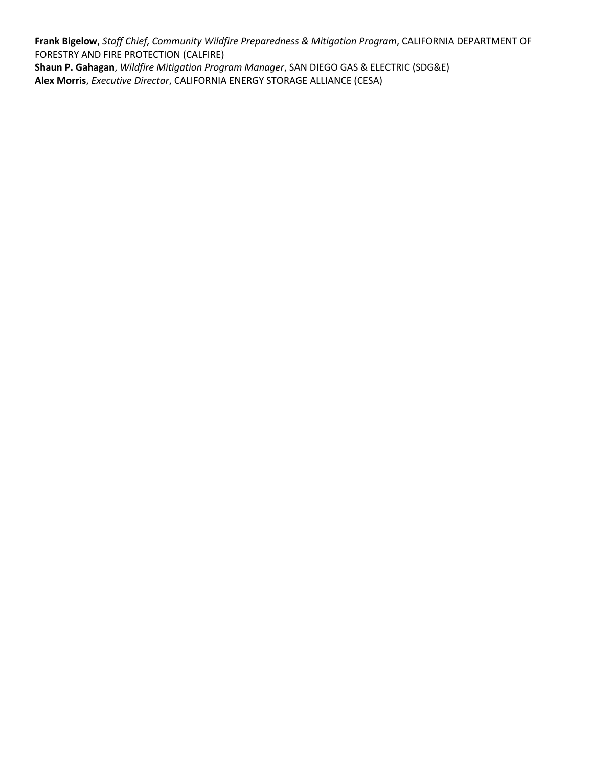**Frank Bigelow**, *Staff Chief, Community Wildfire Preparedness & Mitigation Program*, CALIFORNIA DEPARTMENT OF FORESTRY AND FIRE PROTECTION (CALFIRE)
**Shaun P. Gahagan**, *Wildfire Mitigation Program Manager*, SAN DIEGO GAS & ELECTRIC (SDG&E)
**Alex Morris**, *Executive Director*, CALIFORNIA ENERGY STORAGE ALLIANCE (CESA)